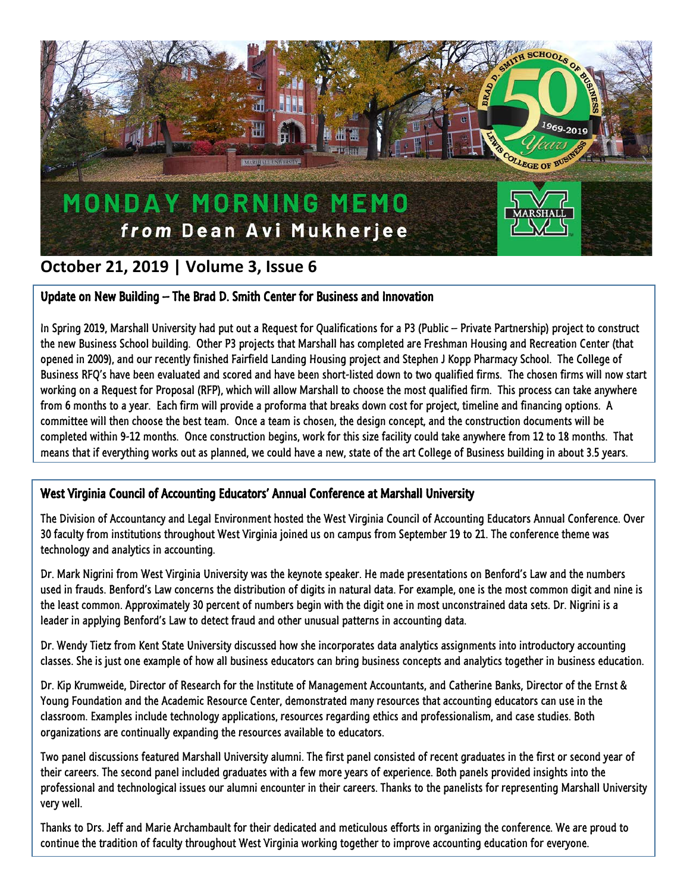# MONDAY MORNING MEMO

***from*** **Dean Avi Mukherjee**

## October 21, 2019 | Volume 3, Issue 6

### Update on New Building – The Brad D. Smith Center for Business and Innovation

In Spring 2019, Marshall University had put out a Request for Qualifications for a P3 (Public – Private Partnership) project to construct the new Business School building. Other P3 projects that Marshall has completed are Freshman Housing and Recreation Center (that opened in 2009), and our recently finished Fairfield Landing Housing project and Stephen J Kopp Pharmacy School. The College of Business RFQ's have been evaluated and scored and have been short-listed down to two qualified firms. The chosen firms will now start working on a Request for Proposal (RFP), which will allow Marshall to choose the most qualified firm. This process can take anywhere from 6 months to a year. Each firm will provide a proforma that breaks down cost for project, timeline and financing options. A committee will then choose the best team. Once a team is chosen, the design concept, and the construction documents will be completed within 9-12 months. Once construction begins, work for this size facility could take anywhere from 12 to 18 months. That means that if everything works out as planned, we could have a new, state of the art College of Business building in about 3.5 years.

### West Virginia Council of Accounting Educators' Annual Conference at Marshall University

The Division of Accountancy and Legal Environment hosted the West Virginia Council of Accounting Educators Annual Conference. Over 30 faculty from institutions throughout West Virginia joined us on campus from September 19 to 21. The conference theme was technology and analytics in accounting.

Dr. Mark Nigrini from West Virginia University was the keynote speaker. He made presentations on Benford's Law and the numbers used in frauds. Benford's Law concerns the distribution of digits in natural data. For example, one is the most common digit and nine is the least common. Approximately 30 percent of numbers begin with the digit one in most unconstrained data sets. Dr. Nigrini is a leader in applying Benford's Law to detect fraud and other unusual patterns in accounting data.

Dr. Wendy Tietz from Kent State University discussed how she incorporates data analytics assignments into introductory accounting classes. She is just one example of how all business educators can bring business concepts and analytics together in business education.

Dr. Kip Krumweide, Director of Research for the Institute of Management Accountants, and Catherine Banks, Director of the Ernst & Young Foundation and the Academic Resource Center, demonstrated many resources that accounting educators can use in the classroom. Examples include technology applications, resources regarding ethics and professionalism, and case studies. Both organizations are continually expanding the resources available to educators.

Two panel discussions featured Marshall University alumni. The first panel consisted of recent graduates in the first or second year of their careers. The second panel included graduates with a few more years of experience. Both panels provided insights into the professional and technological issues our alumni encounter in their careers. Thanks to the panelists for representing Marshall University very well.

Thanks to Drs. Jeff and Marie Archambault for their dedicated and meticulous efforts in organizing the conference. We are proud to continue the tradition of faculty throughout West Virginia working together to improve accounting education for everyone.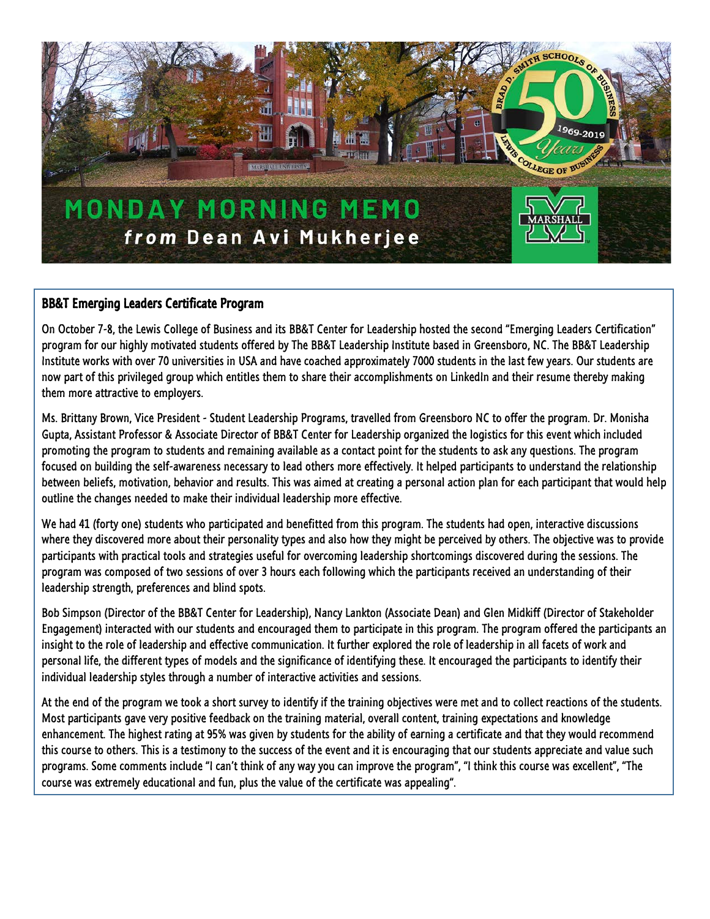# MONDAY MORNING MEMO

***from* Dean Avi Mukherjee**

## BB&T Emerging Leaders Certificate Program

On October 7-8, the Lewis College of Business and its BB&T Center for Leadership hosted the second "Emerging Leaders Certification" program for our highly motivated students offered by The BB&T Leadership Institute based in Greensboro, NC. The BB&T Leadership Institute works with over 70 universities in USA and have coached approximately 7000 students in the last few years. Our students are now part of this privileged group which entitles them to share their accomplishments on LinkedIn and their resume thereby making them more attractive to employers.

Ms. Brittany Brown, Vice President - Student Leadership Programs, travelled from Greensboro NC to offer the program. Dr. Monisha Gupta, Assistant Professor & Associate Director of BB&T Center for Leadership organized the logistics for this event which included promoting the program to students and remaining available as a contact point for the students to ask any questions. The program focused on building the self-awareness necessary to lead others more effectively. It helped participants to understand the relationship between beliefs, motivation, behavior and results. This was aimed at creating a personal action plan for each participant that would help outline the changes needed to make their individual leadership more effective.

We had 41 (forty one) students who participated and benefitted from this program. The students had open, interactive discussions where they discovered more about their personality types and also how they might be perceived by others. The objective was to provide participants with practical tools and strategies useful for overcoming leadership shortcomings discovered during the sessions. The program was composed of two sessions of over 3 hours each following which the participants received an understanding of their leadership strength, preferences and blind spots.

Bob Simpson (Director of the BB&T Center for Leadership), Nancy Lankton (Associate Dean) and Glen Midkiff (Director of Stakeholder Engagement) interacted with our students and encouraged them to participate in this program. The program offered the participants an insight to the role of leadership and effective communication. It further explored the role of leadership in all facets of work and personal life, the different types of models and the significance of identifying these. It encouraged the participants to identify their individual leadership styles through a number of interactive activities and sessions.

At the end of the program we took a short survey to identify if the training objectives were met and to collect reactions of the students. Most participants gave very positive feedback on the training material, overall content, training expectations and knowledge enhancement. The highest rating at 95% was given by students for the ability of earning a certificate and that they would recommend this course to others. This is a testimony to the success of the event and it is encouraging that our students appreciate and value such programs. Some comments include "I can't think of any way you can improve the program", "I think this course was excellent", "The course was extremely educational and fun, plus the value of the certificate was appealing".